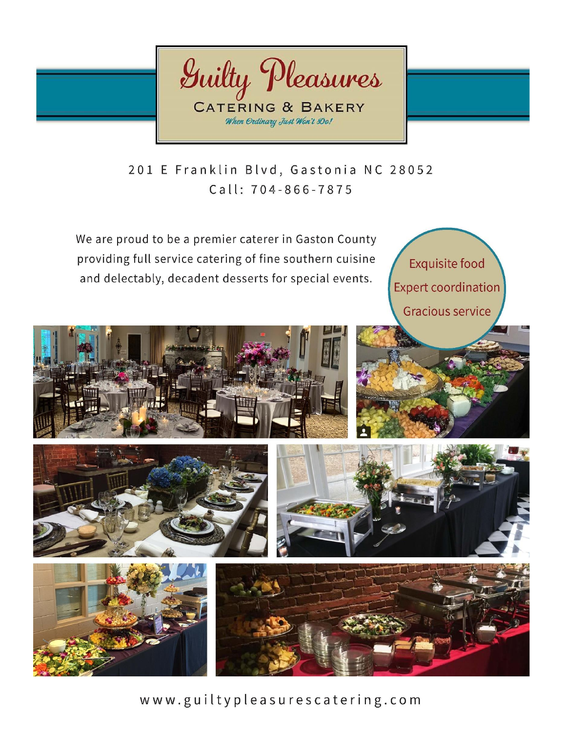# Guilty Pleasures

## Catering & Bakery

*When Ordinary Just Won't Do!*

201 E Franklin Blvd, Gastonia NC 28052

Call: 704-866-7875

We are proud to be a premier caterer in Gaston County providing full service catering of fine southern cuisine and delectably, decadent desserts for special events.

Exquisite food

Expert coordination

Gracious service

www.guiltypleasurescatering.com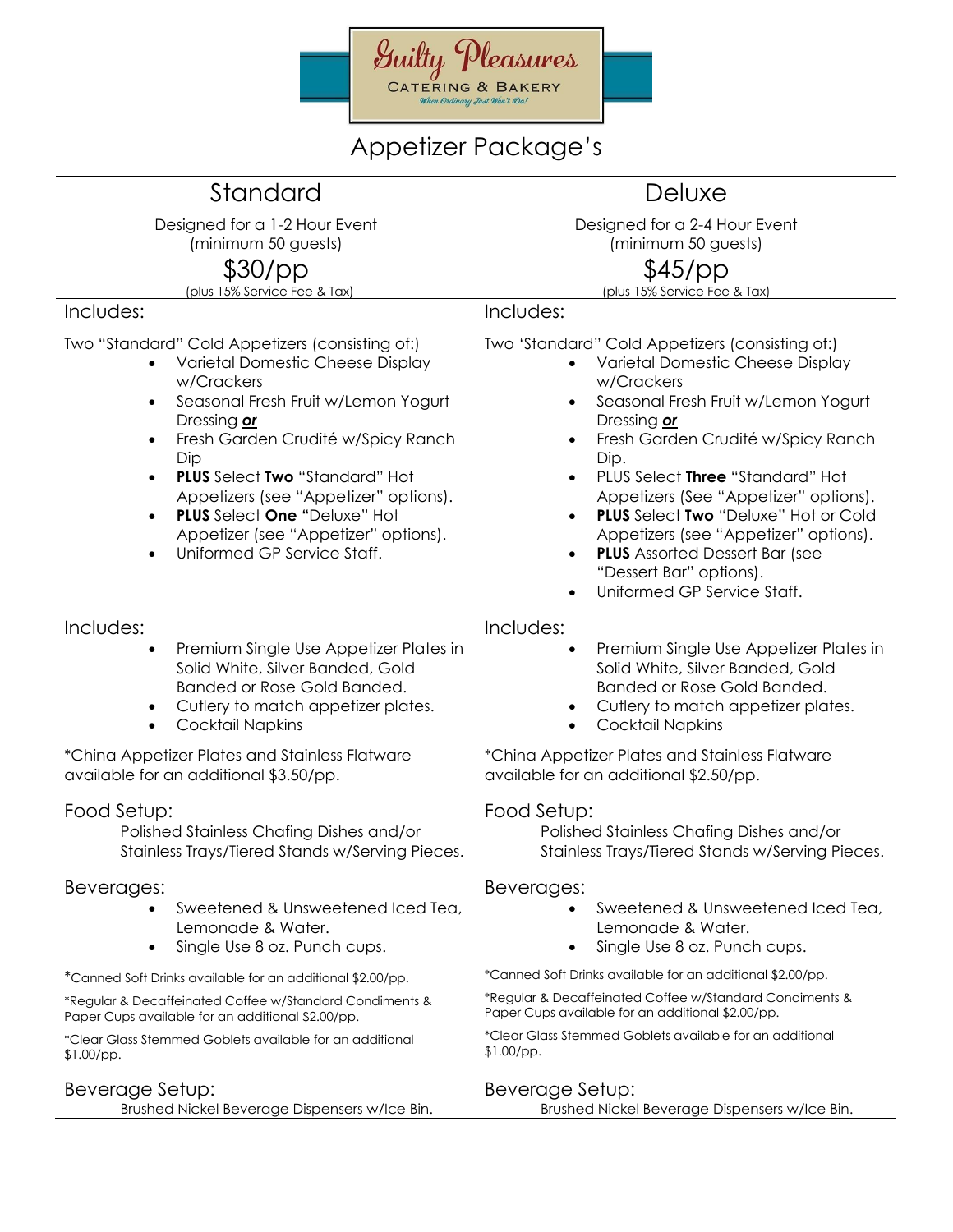Guilty Pleasures
CATERING & BAKERY
*When Ordinary Just Won't Do!*

# Appetizer Package's

## Standard

Designed for a 1-2 Hour Event
(minimum 50 guests)

$30/pp

(plus 15% Service Fee & Tax)

### Includes:

Two "Standard" Cold Appetizers (consisting of:)

- Varietal Domestic Cheese Display w/Crackers
- Seasonal Fresh Fruit w/Lemon Yogurt Dressing ***or***
- Fresh Garden Crudité w/Spicy Ranch Dip
- **PLUS** Select **Two** "Standard" Hot Appetizers (see "Appetizer" options).
- **PLUS** Select **One "**Deluxe" Hot Appetizer (see "Appetizer" options).
- Uniformed GP Service Staff.

### Includes:

- Premium Single Use Appetizer Plates in Solid White, Silver Banded, Gold Banded or Rose Gold Banded.
- Cutlery to match appetizer plates.
- Cocktail Napkins

*China Appetizer Plates and Stainless Flatware available for an additional $3.50/pp.

### Food Setup:

Polished Stainless Chafing Dishes and/or Stainless Trays/Tiered Stands w/Serving Pieces.

### Beverages:

- Sweetened & Unsweetened Iced Tea, Lemonade & Water.
- Single Use 8 oz. Punch cups.

*Canned Soft Drinks available for an additional $2.00/pp.

*Regular & Decaffeinated Coffee w/Standard Condiments & Paper Cups available for an additional $2.00/pp.

*Clear Glass Stemmed Goblets available for an additional $1.00/pp.

### Beverage Setup:

Brushed Nickel Beverage Dispensers w/Ice Bin.

## Deluxe

Designed for a 2-4 Hour Event
(minimum 50 guests)

$45/pp

(plus 15% Service Fee & Tax)

### Includes:

Two 'Standard" Cold Appetizers (consisting of:)

- Varietal Domestic Cheese Display w/Crackers
- Seasonal Fresh Fruit w/Lemon Yogurt Dressing ***or***
- Fresh Garden Crudité w/Spicy Ranch Dip.
- PLUS Select **Three** "Standard" Hot Appetizers (See "Appetizer" options).
- **PLUS** Select **Two** "Deluxe" Hot or Cold Appetizers (see "Appetizer" options).
- **PLUS** Assorted Dessert Bar (see "Dessert Bar" options).
- Uniformed GP Service Staff.

### Includes:

- Premium Single Use Appetizer Plates in Solid White, Silver Banded, Gold Banded or Rose Gold Banded.
- Cutlery to match appetizer plates.
- Cocktail Napkins

*China Appetizer Plates and Stainless Flatware available for an additional $2.50/pp.

### Food Setup:

Polished Stainless Chafing Dishes and/or Stainless Trays/Tiered Stands w/Serving Pieces.

### Beverages:

- Sweetened & Unsweetened Iced Tea, Lemonade & Water.
- Single Use 8 oz. Punch cups.

*Canned Soft Drinks available for an additional $2.00/pp.

*Regular & Decaffeinated Coffee w/Standard Condiments & Paper Cups available for an additional $2.00/pp.

*Clear Glass Stemmed Goblets available for an additional $1.00/pp.

### Beverage Setup:

Brushed Nickel Beverage Dispensers w/Ice Bin.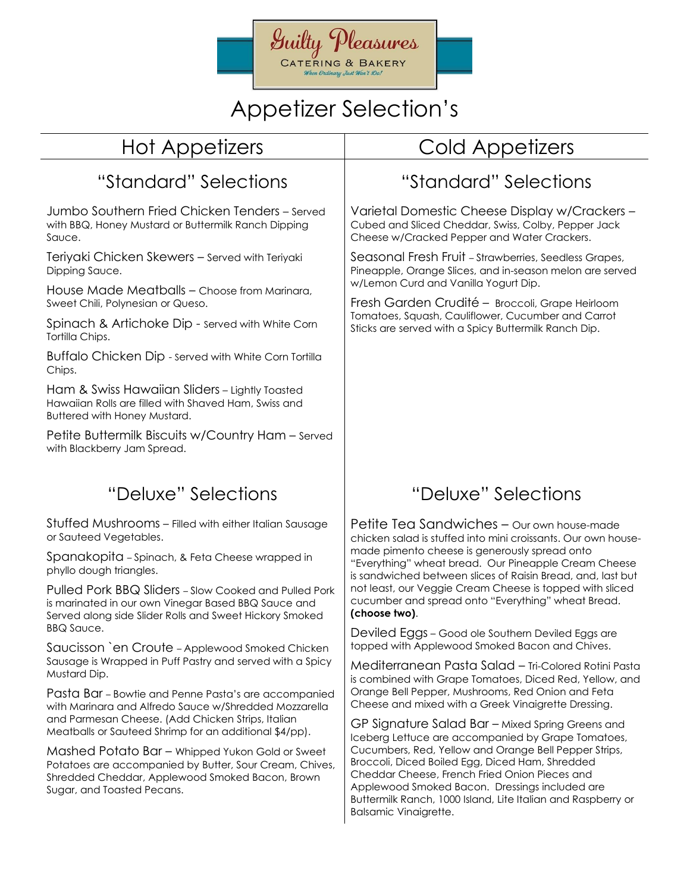# Guilty Pleasures

CATERING & BAKERY

*When Ordinary Just Won't Do!*

# Appetizer Selection's

## Hot Appetizers

### "Standard" Selections

Jumbo Southern Fried Chicken Tenders – Served with BBQ, Honey Mustard or Buttermilk Ranch Dipping Sauce.

Teriyaki Chicken Skewers – Served with Teriyaki Dipping Sauce.

House Made Meatballs – Choose from Marinara, Sweet Chili, Polynesian or Queso.

Spinach & Artichoke Dip - Served with White Corn Tortilla Chips.

Buffalo Chicken Dip - Served with White Corn Tortilla Chips.

Ham & Swiss Hawaiian Sliders – Lightly Toasted Hawaiian Rolls are filled with Shaved Ham, Swiss and Buttered with Honey Mustard.

Petite Buttermilk Biscuits w/Country Ham – Served with Blackberry Jam Spread.

### "Deluxe" Selections

Stuffed Mushrooms – Filled with either Italian Sausage or Sauteed Vegetables.

Spanakopita – Spinach, & Feta Cheese wrapped in phyllo dough triangles.

Pulled Pork BBQ Sliders – Slow Cooked and Pulled Pork is marinated in our own Vinegar Based BBQ Sauce and Served along side Slider Rolls and Sweet Hickory Smoked BBQ Sauce.

Saucisson `en Croute – Applewood Smoked Chicken Sausage is Wrapped in Puff Pastry and served with a Spicy Mustard Dip.

Pasta Bar – Bowtie and Penne Pasta's are accompanied with Marinara and Alfredo Sauce w/Shredded Mozzarella and Parmesan Cheese. (Add Chicken Strips, Italian Meatballs or Sauteed Shrimp for an additional $4/pp).

Mashed Potato Bar – Whipped Yukon Gold or Sweet Potatoes are accompanied by Butter, Sour Cream, Chives, Shredded Cheddar, Applewood Smoked Bacon, Brown Sugar, and Toasted Pecans.

## Cold Appetizers

### "Standard" Selections

Varietal Domestic Cheese Display w/Crackers – Cubed and Sliced Cheddar, Swiss, Colby, Pepper Jack Cheese w/Cracked Pepper and Water Crackers.

Seasonal Fresh Fruit – Strawberries, Seedless Grapes, Pineapple, Orange Slices, and in-season melon are served w/Lemon Curd and Vanilla Yogurt Dip.

Fresh Garden Crudité – Broccoli, Grape Heirloom Tomatoes, Squash, Cauliflower, Cucumber and Carrot Sticks are served with a Spicy Buttermilk Ranch Dip.

### "Deluxe" Selections

Petite Tea Sandwiches – Our own house-made chicken salad is stuffed into mini croissants. Our own house-made pimento cheese is generously spread onto "Everything" wheat bread. Our Pineapple Cream Cheese is sandwiched between slices of Raisin Bread, and, last but not least, our Veggie Cream Cheese is topped with sliced cucumber and spread onto "Everything" wheat Bread. **(choose two)**.

Deviled Eggs – Good ole Southern Deviled Eggs are topped with Applewood Smoked Bacon and Chives.

Mediterranean Pasta Salad – Tri-Colored Rotini Pasta is combined with Grape Tomatoes, Diced Red, Yellow, and Orange Bell Pepper, Mushrooms, Red Onion and Feta Cheese and mixed with a Greek Vinaigrette Dressing.

GP Signature Salad Bar – Mixed Spring Greens and Iceberg Lettuce are accompanied by Grape Tomatoes, Cucumbers, Red, Yellow and Orange Bell Pepper Strips, Broccoli, Diced Boiled Egg, Diced Ham, Shredded Cheddar Cheese, French Fried Onion Pieces and Applewood Smoked Bacon. Dressings included are Buttermilk Ranch, 1000 Island, Lite Italian and Raspberry or Balsamic Vinaigrette.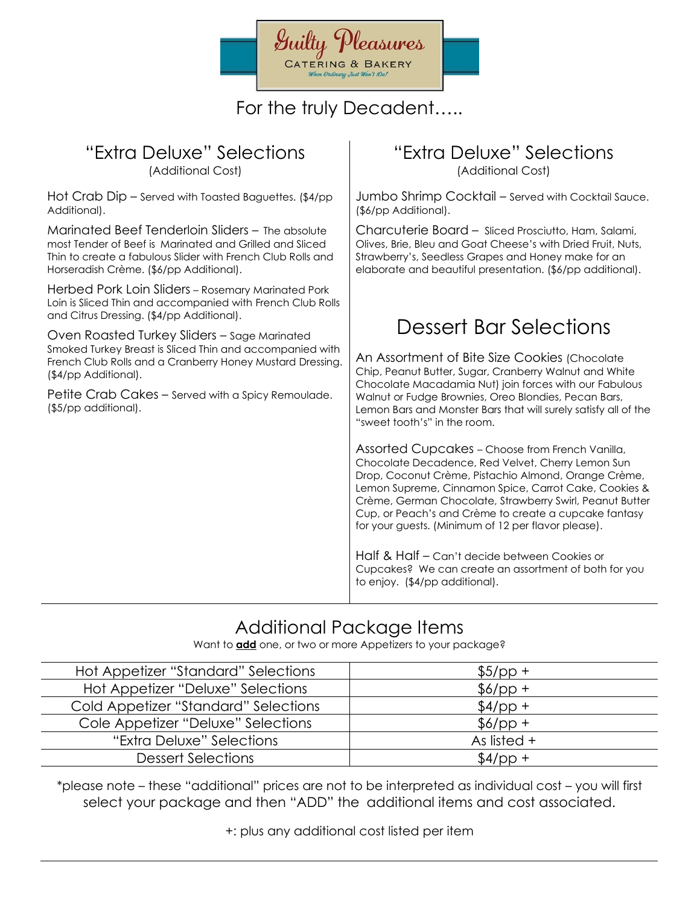Guilty Pleasures

CATERING & BAKERY

*When Ordinary Just Won't Do!*

For the truly Decadent…..

## "Extra Deluxe" Selections

(Additional Cost)

Hot Crab Dip – Served with Toasted Baguettes. ($4/pp Additional).

Marinated Beef Tenderloin Sliders – The absolute most Tender of Beef is Marinated and Grilled and Sliced Thin to create a fabulous Slider with French Club Rolls and Horseradish Crème. ($6/pp Additional).

Herbed Pork Loin Sliders – Rosemary Marinated Pork Loin is Sliced Thin and accompanied with French Club Rolls and Citrus Dressing. ($4/pp Additional).

Oven Roasted Turkey Sliders – Sage Marinated Smoked Turkey Breast is Sliced Thin and accompanied with French Club Rolls and a Cranberry Honey Mustard Dressing. ($4/pp Additional).

Petite Crab Cakes – Served with a Spicy Remoulade. ($5/pp additional).

## "Extra Deluxe" Selections

(Additional Cost)

Jumbo Shrimp Cocktail – Served with Cocktail Sauce. ($6/pp Additional).

Charcuterie Board – Sliced Prosciutto, Ham, Salami, Olives, Brie, Bleu and Goat Cheese's with Dried Fruit, Nuts, Strawberry's, Seedless Grapes and Honey make for an elaborate and beautiful presentation. ($6/pp additional).

## Dessert Bar Selections

An Assortment of Bite Size Cookies (Chocolate Chip, Peanut Butter, Sugar, Cranberry Walnut and White Chocolate Macadamia Nut) join forces with our Fabulous Walnut or Fudge Brownies, Oreo Blondies, Pecan Bars, Lemon Bars and Monster Bars that will surely satisfy all of the "sweet tooth's" in the room.

Assorted Cupcakes – Choose from French Vanilla, Chocolate Decadence, Red Velvet, Cherry Lemon Sun Drop, Coconut Crème, Pistachio Almond, Orange Crème, Lemon Supreme, Cinnamon Spice, Carrot Cake, Cookies & Crème, German Chocolate, Strawberry Swirl, Peanut Butter Cup, or Peach's and Crème to create a cupcake fantasy for your guests. (Minimum of 12 per flavor please).

Half & Half – Can't decide between Cookies or Cupcakes? We can create an assortment of both for you to enjoy. ($4/pp additional).

## Additional Package Items

Want to **add** one, or two or more Appetizers to your package?

| | |
|---|---|
| Hot Appetizer "Standard" Selections | $5/pp + |
| Hot Appetizer "Deluxe" Selections | $6/pp + |
| Cold Appetizer "Standard" Selections | $4/pp + |
| Cole Appetizer "Deluxe" Selections | $6/pp + |
| "Extra Deluxe" Selections | As listed + |
| Dessert Selections | $4/pp + |

*please note – these "additional" prices are not to be interpreted as individual cost – you will first select your package and then "ADD" the additional items and cost associated.

+: plus any additional cost listed per item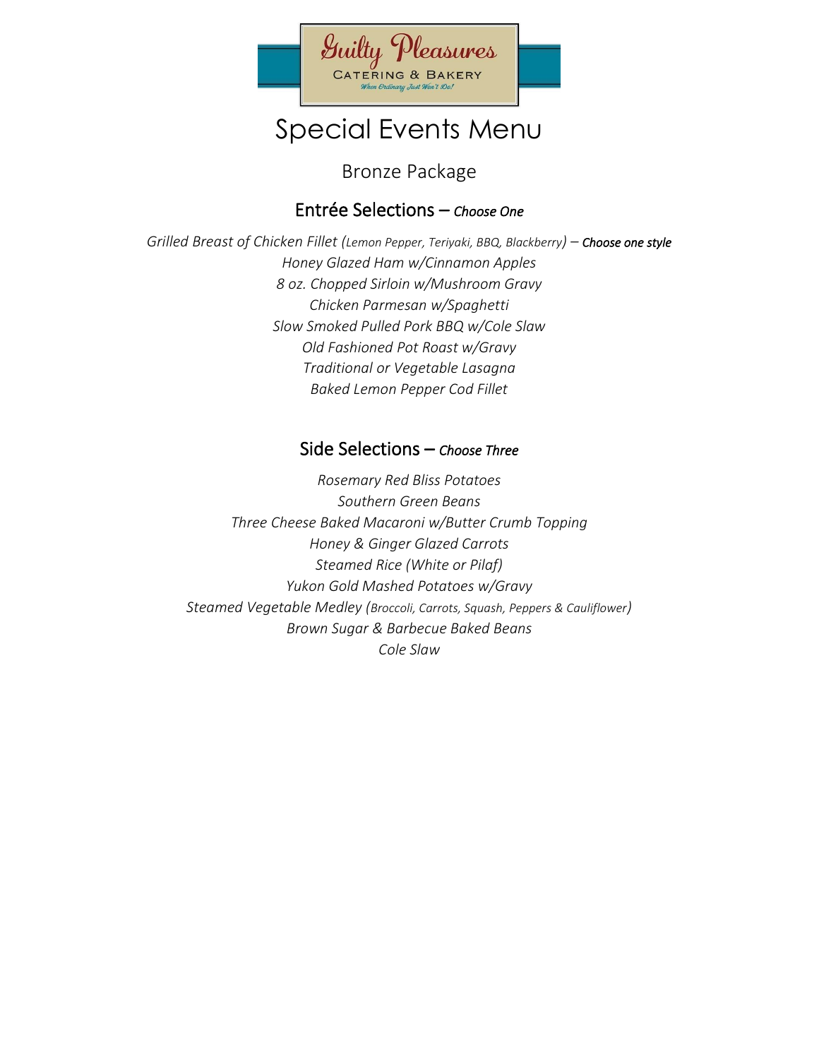Guilty Pleasures

CATERING & BAKERY

*When Ordinary Just Won't Do!*

# Special Events Menu

## Bronze Package

### Entrée Selections – *Choose One*

*Grilled Breast of Chicken Fillet (Lemon Pepper, Teriyaki, BBQ, Blackberry)* – ***Choose one style***
*Honey Glazed Ham w/Cinnamon Apples*
*8 oz. Chopped Sirloin w/Mushroom Gravy*
*Chicken Parmesan w/Spaghetti*
*Slow Smoked Pulled Pork BBQ w/Cole Slaw*
*Old Fashioned Pot Roast w/Gravy*
*Traditional or Vegetable Lasagna*
*Baked Lemon Pepper Cod Fillet*

### Side Selections – *Choose Three*

*Rosemary Red Bliss Potatoes*
*Southern Green Beans*
*Three Cheese Baked Macaroni w/Butter Crumb Topping*
*Honey & Ginger Glazed Carrots*
*Steamed Rice (White or Pilaf)*
*Yukon Gold Mashed Potatoes w/Gravy*
*Steamed Vegetable Medley (Broccoli, Carrots, Squash, Peppers & Cauliflower)*
*Brown Sugar & Barbecue Baked Beans*
*Cole Slaw*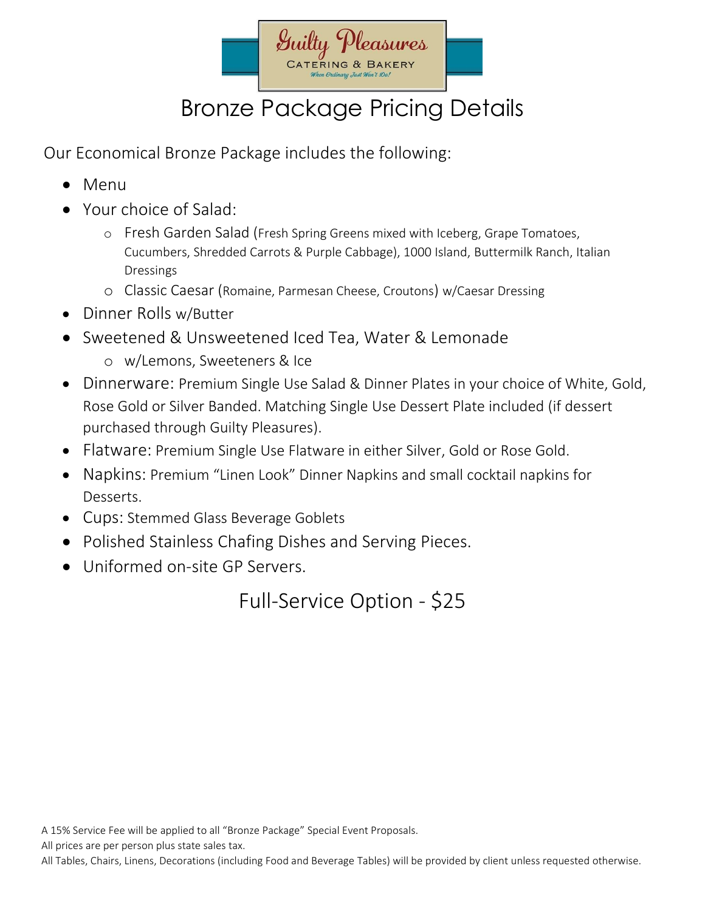# Bronze Package Pricing Details

Our Economical Bronze Package includes the following:

- Menu
- Your choice of Salad:
  - Fresh Garden Salad (Fresh Spring Greens mixed with Iceberg, Grape Tomatoes, Cucumbers, Shredded Carrots & Purple Cabbage), 1000 Island, Buttermilk Ranch, Italian Dressings
  - Classic Caesar (Romaine, Parmesan Cheese, Croutons) w/Caesar Dressing
- Dinner Rolls w/Butter
- Sweetened & Unsweetened Iced Tea, Water & Lemonade
  - w/Lemons, Sweeteners & Ice
- Dinnerware: Premium Single Use Salad & Dinner Plates in your choice of White, Gold, Rose Gold or Silver Banded. Matching Single Use Dessert Plate included (if dessert purchased through Guilty Pleasures).
- Flatware: Premium Single Use Flatware in either Silver, Gold or Rose Gold.
- Napkins: Premium "Linen Look" Dinner Napkins and small cocktail napkins for Desserts.
- Cups: Stemmed Glass Beverage Goblets
- Polished Stainless Chafing Dishes and Serving Pieces.
- Uniformed on-site GP Servers.

## Full-Service Option - $25

A 15% Service Fee will be applied to all "Bronze Package" Special Event Proposals.
All prices are per person plus state sales tax.
All Tables, Chairs, Linens, Decorations (including Food and Beverage Tables) will be provided by client unless requested otherwise.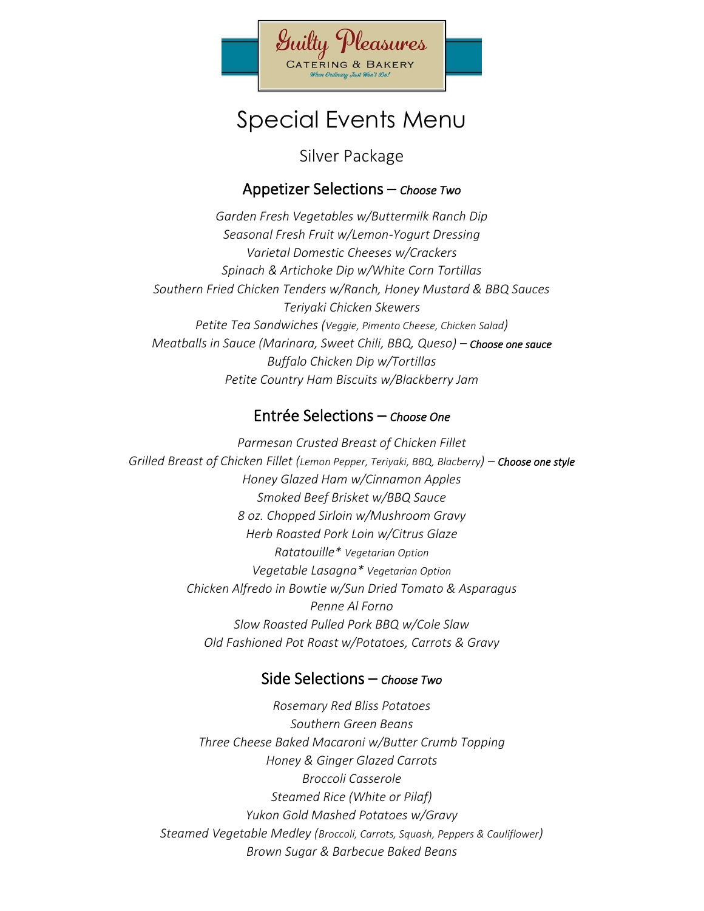Guilty Pleasures

CATERING & BAKERY

*When Ordinary Just Won't Do!*

# Special Events Menu

## Silver Package

### Appetizer Selections – *Choose Two*

*Garden Fresh Vegetables w/Buttermilk Ranch Dip*
*Seasonal Fresh Fruit w/Lemon-Yogurt Dressing*
*Varietal Domestic Cheeses w/Crackers*
*Spinach & Artichoke Dip w/White Corn Tortillas*
*Southern Fried Chicken Tenders w/Ranch, Honey Mustard & BBQ Sauces*
*Teriyaki Chicken Skewers*
*Petite Tea Sandwiches (Veggie, Pimento Cheese, Chicken Salad)*
*Meatballs in Sauce (Marinara, Sweet Chili, BBQ, Queso)* – ***Choose one sauce***
*Buffalo Chicken Dip w/Tortillas*
*Petite Country Ham Biscuits w/Blackberry Jam*

### Entrée Selections – *Choose One*

*Parmesan Crusted Breast of Chicken Fillet*
*Grilled Breast of Chicken Fillet (Lemon Pepper, Teriyaki, BBQ, Blacberry)* – ***Choose one style***
*Honey Glazed Ham w/Cinnamon Apples*
*Smoked Beef Brisket w/BBQ Sauce*
*8 oz. Chopped Sirloin w/Mushroom Gravy*
*Herb Roasted Pork Loin w/Citrus Glaze*
*Ratatouille\* Vegetarian Option*
*Vegetable Lasagna\* Vegetarian Option*
*Chicken Alfredo in Bowtie w/Sun Dried Tomato & Asparagus*
*Penne Al Forno*
*Slow Roasted Pulled Pork BBQ w/Cole Slaw*
*Old Fashioned Pot Roast w/Potatoes, Carrots & Gravy*

### Side Selections – *Choose Two*

*Rosemary Red Bliss Potatoes*
*Southern Green Beans*
*Three Cheese Baked Macaroni w/Butter Crumb Topping*
*Honey & Ginger Glazed Carrots*
*Broccoli Casserole*
*Steamed Rice (White or Pilaf)*
*Yukon Gold Mashed Potatoes w/Gravy*
*Steamed Vegetable Medley (Broccoli, Carrots, Squash, Peppers & Cauliflower)*
*Brown Sugar & Barbecue Baked Beans*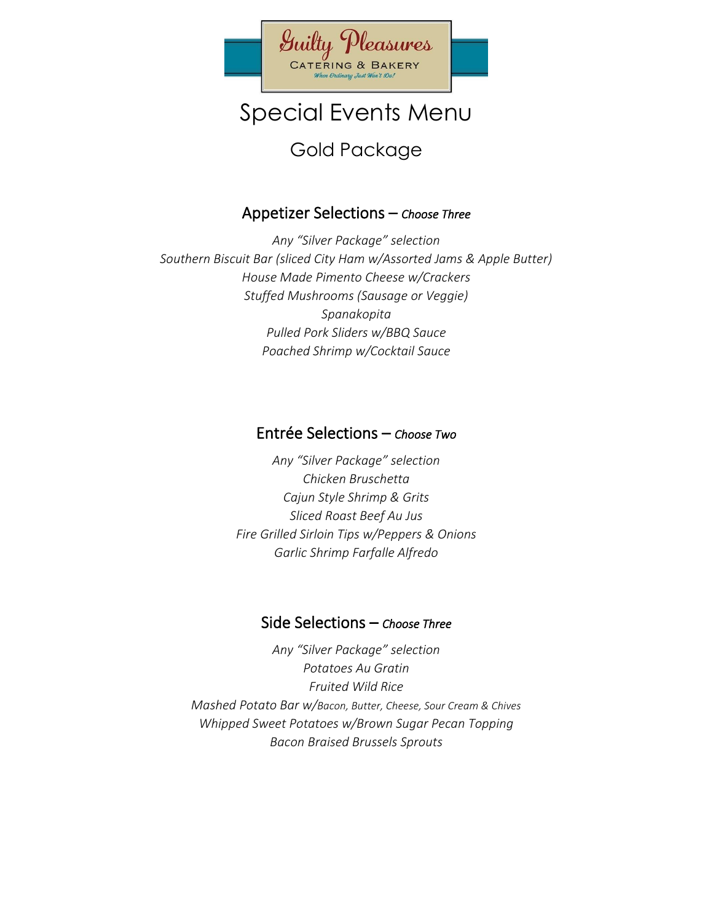Guilty Pleasures

CATERING & BAKERY

*When Ordinary Just Won't Do!*

# Special Events Menu

## Gold Package

### Appetizer Selections – *Choose Three*

*Any "Silver Package" selection*
*Southern Biscuit Bar (sliced City Ham w/Assorted Jams & Apple Butter)*
*House Made Pimento Cheese w/Crackers*
*Stuffed Mushrooms (Sausage or Veggie)*
*Spanakopita*
*Pulled Pork Sliders w/BBQ Sauce*
*Poached Shrimp w/Cocktail Sauce*

### Entrée Selections – *Choose Two*

*Any "Silver Package" selection*
*Chicken Bruschetta*
*Cajun Style Shrimp & Grits*
*Sliced Roast Beef Au Jus*
*Fire Grilled Sirloin Tips w/Peppers & Onions*
*Garlic Shrimp Farfalle Alfredo*

### Side Selections – *Choose Three*

*Any "Silver Package" selection*
*Potatoes Au Gratin*
*Fruited Wild Rice*
*Mashed Potato Bar w/Bacon, Butter, Cheese, Sour Cream & Chives*
*Whipped Sweet Potatoes w/Brown Sugar Pecan Topping*
*Bacon Braised Brussels Sprouts*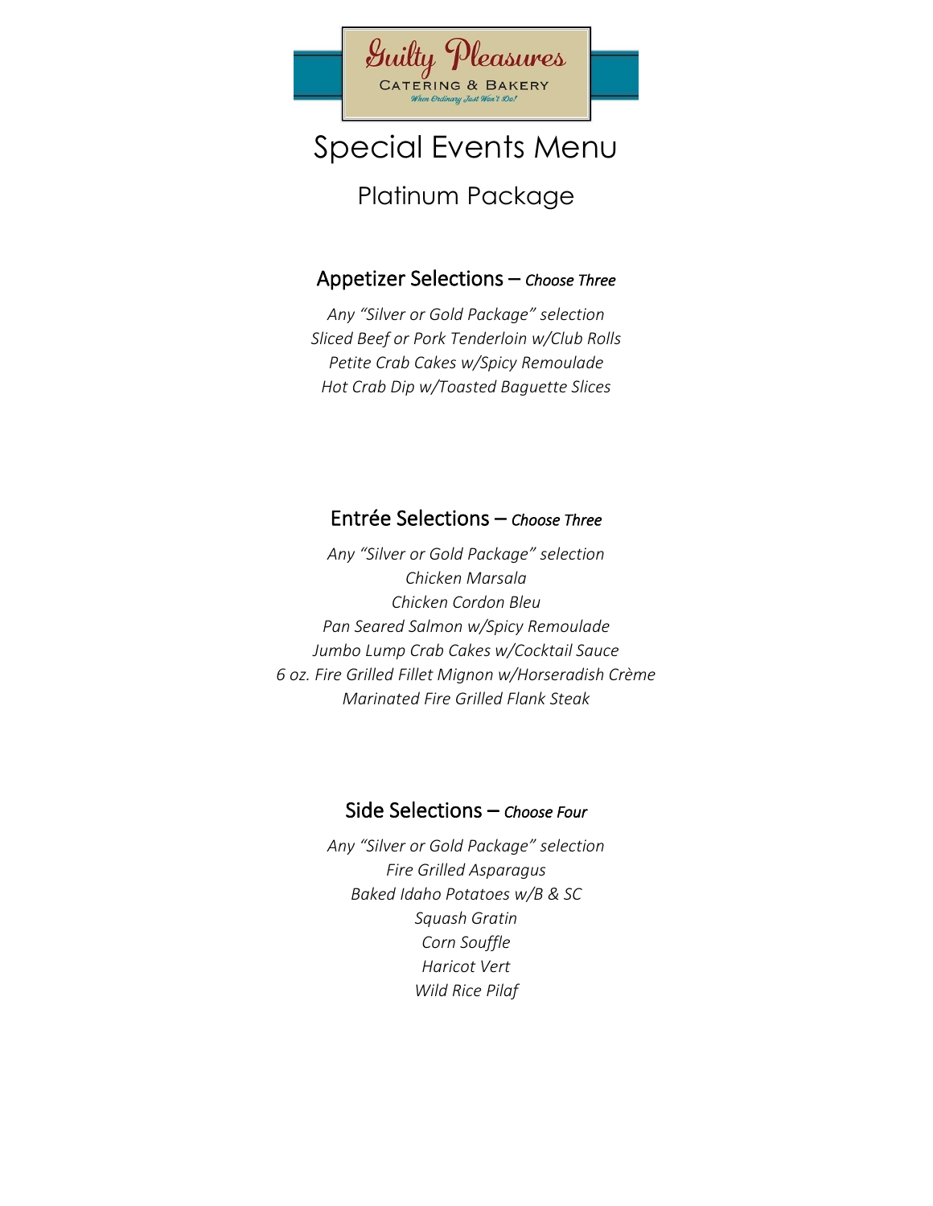Guilty Pleasures

CATERING & BAKERY

*When Ordinary Just Won't Do!*

# Special Events Menu

## Platinum Package

### Appetizer Selections – *Choose Three*

*Any "Silver or Gold Package" selection*
*Sliced Beef or Pork Tenderloin w/Club Rolls*
*Petite Crab Cakes w/Spicy Remoulade*
*Hot Crab Dip w/Toasted Baguette Slices*

### Entrée Selections – *Choose Three*

*Any "Silver or Gold Package" selection*
*Chicken Marsala*
*Chicken Cordon Bleu*
*Pan Seared Salmon w/Spicy Remoulade*
*Jumbo Lump Crab Cakes w/Cocktail Sauce*
*6 oz. Fire Grilled Fillet Mignon w/Horseradish Crème*
*Marinated Fire Grilled Flank Steak*

### Side Selections – *Choose Four*

*Any "Silver or Gold Package" selection*
*Fire Grilled Asparagus*
*Baked Idaho Potatoes w/B & SC*
*Squash Gratin*
*Corn Souffle*
*Haricot Vert*
*Wild Rice Pilaf*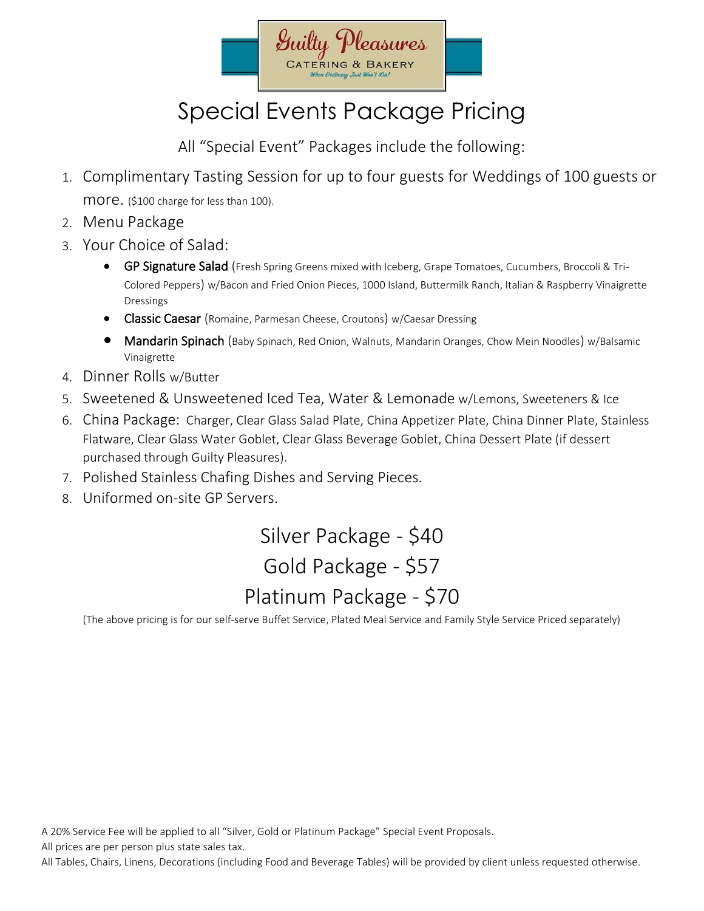Guilty Pleasures

CATERING & BAKERY

*When Ordinary Just Won't Do!*

# Special Events Package Pricing

All "Special Event" Packages include the following:

1. Complimentary Tasting Session for up to four guests for Weddings of 100 guests or more. ($100 charge for less than 100).
2. Menu Package
3. Your Choice of Salad:
   - **GP Signature Salad** (Fresh Spring Greens mixed with Iceberg, Grape Tomatoes, Cucumbers, Broccoli & Tri-Colored Peppers) w/Bacon and Fried Onion Pieces, 1000 Island, Buttermilk Ranch, Italian & Raspberry Vinaigrette Dressings
   - **Classic Caesar** (Romaine, Parmesan Cheese, Croutons) w/Caesar Dressing
   - **Mandarin Spinach** (Baby Spinach, Red Onion, Walnuts, Mandarin Oranges, Chow Mein Noodles) w/Balsamic Vinaigrette
4. Dinner Rolls w/Butter
5. Sweetened & Unsweetened Iced Tea, Water & Lemonade w/Lemons, Sweeteners & Ice
6. China Package: Charger, Clear Glass Salad Plate, China Appetizer Plate, China Dinner Plate, Stainless Flatware, Clear Glass Water Goblet, Clear Glass Beverage Goblet, China Dessert Plate (if dessert purchased through Guilty Pleasures).
7. Polished Stainless Chafing Dishes and Serving Pieces.
8. Uniformed on-site GP Servers.

## Silver Package - $40

## Gold Package - $57

## Platinum Package - $70

(The above pricing is for our self-serve Buffet Service, Plated Meal Service and Family Style Service Priced separately)

A 20% Service Fee will be applied to all "Silver, Gold or Platinum Package" Special Event Proposals.

All prices are per person plus state sales tax.

All Tables, Chairs, Linens, Decorations (including Food and Beverage Tables) will be provided by client unless requested otherwise.